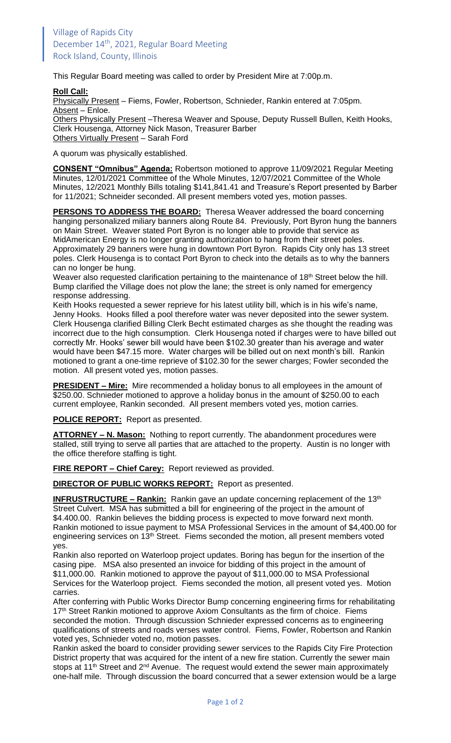Village of Rapids City
December 14th, 2021, Regular Board Meeting
Rock Island, County, Illinois

This Regular Board meeting was called to order by President Mire at 7:00p.m.

**Roll Call:**

Physically Present – Fiems, Fowler, Robertson, Schnieder, Rankin entered at 7:05pm.
Absent – Enloe.
Others Physically Present –Theresa Weaver and Spouse, Deputy Russell Bullen, Keith Hooks, Clerk Housenga, Attorney Nick Mason, Treasurer Barber
Others Virtually Present – Sarah Ford

A quorum was physically established.

**CONSENT "Omnibus" Agenda:** Robertson motioned to approve 11/09/2021 Regular Meeting Minutes, 12/01/2021 Committee of the Whole Minutes, 12/07/2021 Committee of the Whole Minutes, 12/2021 Monthly Bills totaling $141,841.41 and Treasure's Report presented by Barber for 11/2021; Schneider seconded. All present members voted yes, motion passes.

**PERSONS TO ADDRESS THE BOARD:** Theresa Weaver addressed the board concerning hanging personalized miliary banners along Route 84. Previously, Port Byron hung the banners on Main Street. Weaver stated Port Byron is no longer able to provide that service as MidAmerican Energy is no longer granting authorization to hang from their street poles. Approximately 29 banners were hung in downtown Port Byron. Rapids City only has 13 street poles. Clerk Housenga is to contact Port Byron to check into the details as to why the banners can no longer be hung.

Weaver also requested clarification pertaining to the maintenance of 18th Street below the hill. Bump clarified the Village does not plow the lane; the street is only named for emergency response addressing.

Keith Hooks requested a sewer reprieve for his latest utility bill, which is in his wife's name, Jenny Hooks. Hooks filled a pool therefore water was never deposited into the sewer system. Clerk Housenga clarified Billing Clerk Becht estimated charges as she thought the reading was incorrect due to the high consumption. Clerk Housenga noted if charges were to have billed out correctly Mr. Hooks' sewer bill would have been $102.30 greater than his average and water would have been $47.15 more. Water charges will be billed out on next month's bill. Rankin motioned to grant a one-time reprieve of $102.30 for the sewer charges; Fowler seconded the motion. All present voted yes, motion passes.

**PRESIDENT – Mire:** Mire recommended a holiday bonus to all employees in the amount of $250.00. Schnieder motioned to approve a holiday bonus in the amount of $250.00 to each current employee, Rankin seconded. All present members voted yes, motion carries.

**POLICE REPORT:** Report as presented.

**ATTORNEY – N. Mason:** Nothing to report currently. The abandonment procedures were stalled, still trying to serve all parties that are attached to the property. Austin is no longer with the office therefore staffing is tight.

**FIRE REPORT – Chief Carey:** Report reviewed as provided.

**DIRECTOR OF PUBLIC WORKS REPORT:** Report as presented.

**INFRUSTRUCTURE – Rankin:** Rankin gave an update concerning replacement of the 13th Street Culvert. MSA has submitted a bill for engineering of the project in the amount of $4.400.00. Rankin believes the bidding process is expected to move forward next month. Rankin motioned to issue payment to MSA Professional Services in the amount of $4,400.00 for engineering services on 13th Street. Fiems seconded the motion, all present members voted yes.

Rankin also reported on Waterloop project updates. Boring has begun for the insertion of the casing pipe. MSA also presented an invoice for bidding of this project in the amount of $11,000.00. Rankin motioned to approve the payout of $11,000.00 to MSA Professional Services for the Waterloop project. Fiems seconded the motion, all present voted yes. Motion carries.

After conferring with Public Works Director Bump concerning engineering firms for rehabilitating 17th Street Rankin motioned to approve Axiom Consultants as the firm of choice. Fiems seconded the motion. Through discussion Schnieder expressed concerns as to engineering qualifications of streets and roads verses water control. Fiems, Fowler, Robertson and Rankin voted yes, Schnieder voted no, motion passes.

Rankin asked the board to consider providing sewer services to the Rapids City Fire Protection District property that was acquired for the intent of a new fire station. Currently the sewer main stops at 11th Street and 2nd Avenue. The request would extend the sewer main approximately one-half mile. Through discussion the board concurred that a sewer extension would be a large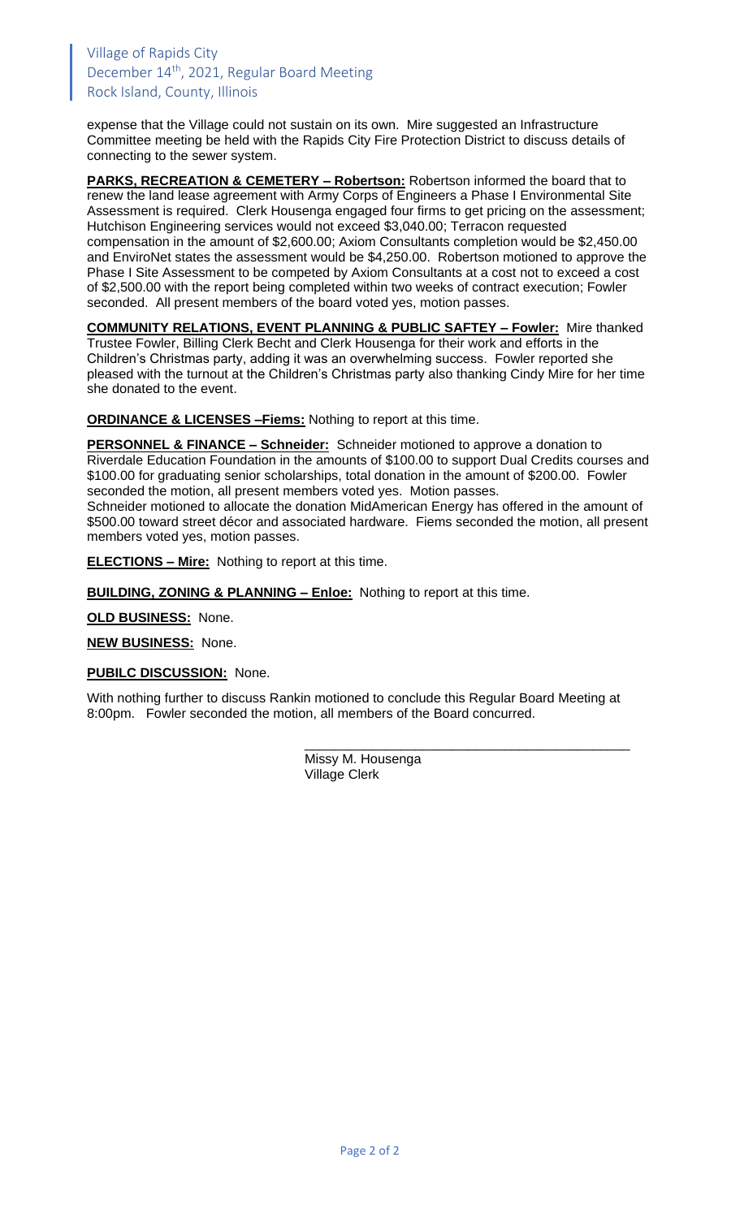expense that the Village could not sustain on its own. Mire suggested an Infrastructure Committee meeting be held with the Rapids City Fire Protection District to discuss details of connecting to the sewer system.

**PARKS, RECREATION & CEMETERY – Robertson:** Robertson informed the board that to renew the land lease agreement with Army Corps of Engineers a Phase I Environmental Site Assessment is required. Clerk Housenga engaged four firms to get pricing on the assessment; Hutchison Engineering services would not exceed $3,040.00; Terracon requested compensation in the amount of $2,600.00; Axiom Consultants completion would be $2,450.00 and EnviroNet states the assessment would be $4,250.00. Robertson motioned to approve the Phase I Site Assessment to be competed by Axiom Consultants at a cost not to exceed a cost of $2,500.00 with the report being completed within two weeks of contract execution; Fowler seconded. All present members of the board voted yes, motion passes.

**COMMUNITY RELATIONS, EVENT PLANNING & PUBLIC SAFTEY – Fowler:** Mire thanked Trustee Fowler, Billing Clerk Becht and Clerk Housenga for their work and efforts in the Children's Christmas party, adding it was an overwhelming success. Fowler reported she pleased with the turnout at the Children's Christmas party also thanking Cindy Mire for her time she donated to the event.

**ORDINANCE & LICENSES –Fiems:** Nothing to report at this time.

**PERSONNEL & FINANCE – Schneider:** Schneider motioned to approve a donation to Riverdale Education Foundation in the amounts of $100.00 to support Dual Credits courses and $100.00 for graduating senior scholarships, total donation in the amount of $200.00. Fowler seconded the motion, all present members voted yes. Motion passes.
Schneider motioned to allocate the donation MidAmerican Energy has offered in the amount of $500.00 toward street décor and associated hardware. Fiems seconded the motion, all present members voted yes, motion passes.

**ELECTIONS – Mire:** Nothing to report at this time.

**BUILDING, ZONING & PLANNING – Enloe:** Nothing to report at this time.

**OLD BUSINESS:** None.

**NEW BUSINESS:** None.

**PUBILC DISCUSSION:** None.

With nothing further to discuss Rankin motioned to conclude this Regular Board Meeting at 8:00pm. Fowler seconded the motion, all members of the Board concurred.

\_\_\_\_\_\_\_\_\_\_\_\_\_\_\_\_\_\_\_\_\_\_\_\_\_\_\_\_\_\_\_\_\_\_\_\_\_\_\_\_\_\_\_\_

Missy M. Housenga
Village Clerk